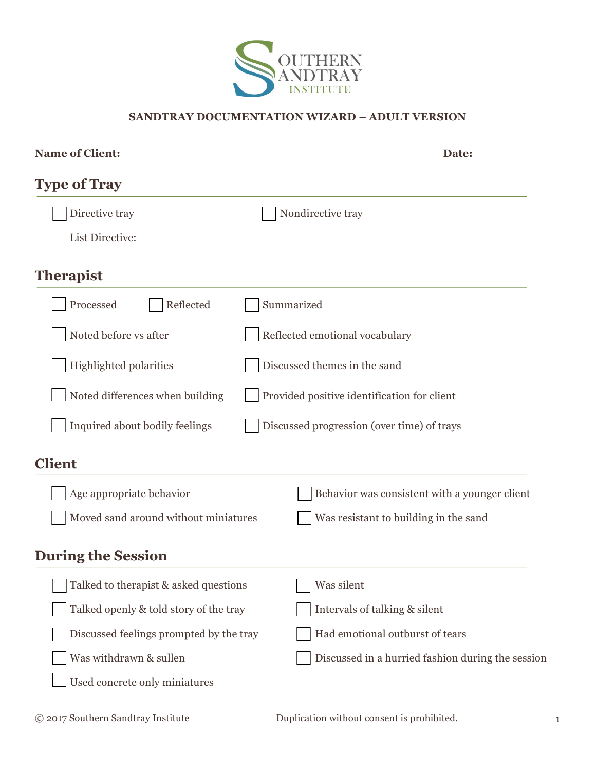SOUTHERN SANDTRAY INSTITUTE

**SANDTRAY DOCUMENTATION WIZARD – ADULT VERSION**

**Name of Client:** **Date:**

## Type of Tray

- [ ] Directive tray
- [ ] Nondirective tray

List Directive:

## Therapist

- [ ] Processed
- [ ] Reflected
- [ ] Summarized
- [ ] Noted before vs after
- [ ] Reflected emotional vocabulary
- [ ] Highlighted polarities
- [ ] Discussed themes in the sand
- [ ] Noted differences when building
- [ ] Provided positive identification for client
- [ ] Inquired about bodily feelings
- [ ] Discussed progression (over time) of trays

## Client

- [ ] Age appropriate behavior
- [ ] Behavior was consistent with a younger client
- [ ] Moved sand around without miniatures
- [ ] Was resistant to building in the sand

## During the Session

- [ ] Talked to therapist & asked questions
- [ ] Was silent
- [ ] Talked openly & told story of the tray
- [ ] Intervals of talking & silent
- [ ] Discussed feelings prompted by the tray
- [ ] Had emotional outburst of tears
- [ ] Was withdrawn & sullen
- [ ] Discussed in a hurried fashion during the session
- [ ] Used concrete only miniatures

© 2017 Southern Sandtray Institute Duplication without consent is prohibited.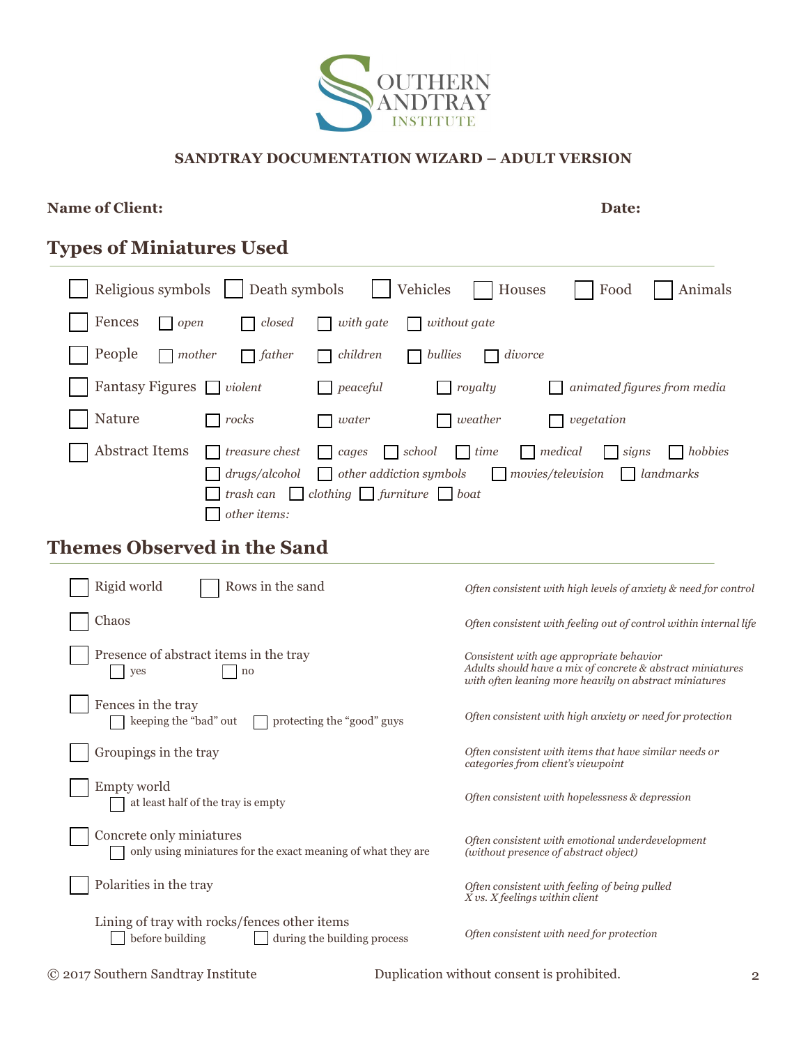SOUTHERN SANDTRAY INSTITUTE

**SANDTRAY DOCUMENTATION WIZARD – ADULT VERSION**

**Name of Client:** **Date:**

## Types of Miniatures Used

- ☐ Religious symbols ☐ Death symbols ☐ Vehicles ☐ Houses ☐ Food ☐ Animals
- ☐ Fences ☐ *open* ☐ *closed* ☐ *with gate* ☐ *without gate*
- ☐ People ☐ *mother* ☐ *father* ☐ *children* ☐ *bullies* ☐ *divorce*
- ☐ Fantasy Figures ☐ *violent* ☐ *peaceful* ☐ *royalty* ☐ *animated figures from media*
- ☐ Nature ☐ *rocks* ☐ *water* ☐ *weather* ☐ *vegetation*
- ☐ Abstract Items ☐ *treasure chest* ☐ *cages* ☐ *school* ☐ *time* ☐ *medical* ☐ *signs* ☐ *hobbies* ☐ *drugs/alcohol* ☐ *other addiction symbols* ☐ *movies/television* ☐ *landmarks* ☐ *trash can* ☐ *clothing* ☐ *furniture* ☐ *boat* ☐ *other items:*

## Themes Observed in the Sand

| Theme | Interpretation |
|---|---|
| ☐ Rigid world ☐ Rows in the sand | *Often consistent with high levels of anxiety & need for control* |
| ☐ Chaos | *Often consistent with feeling out of control within internal life* |
| ☐ Presence of abstract items in the tray ☐ yes ☐ no | *Consistent with age appropriate behavior Adults should have a mix of concrete & abstract miniatures with often leaning more heavily on abstract miniatures* |
| ☐ Fences in the tray ☐ keeping the "bad" out ☐ protecting the "good" guys | *Often consistent with high anxiety or need for protection* |
| ☐ Groupings in the tray | *Often consistent with items that have similar needs or categories from client's viewpoint* |
| ☐ Empty world ☐ at least half of the tray is empty | *Often consistent with hopelessness & depression* |
| ☐ Concrete only miniatures ☐ only using miniatures for the exact meaning of what they are | *Often consistent with emotional underdevelopment (without presence of abstract object)* |
| ☐ Polarities in the tray | *Often consistent with feeling of being pulled X vs. X feelings within client* |
| Lining of tray with rocks/fences other items ☐ before building ☐ during the building process | *Often consistent with need for protection* |

© 2017 Southern Sandtray Institute Duplication without consent is prohibited.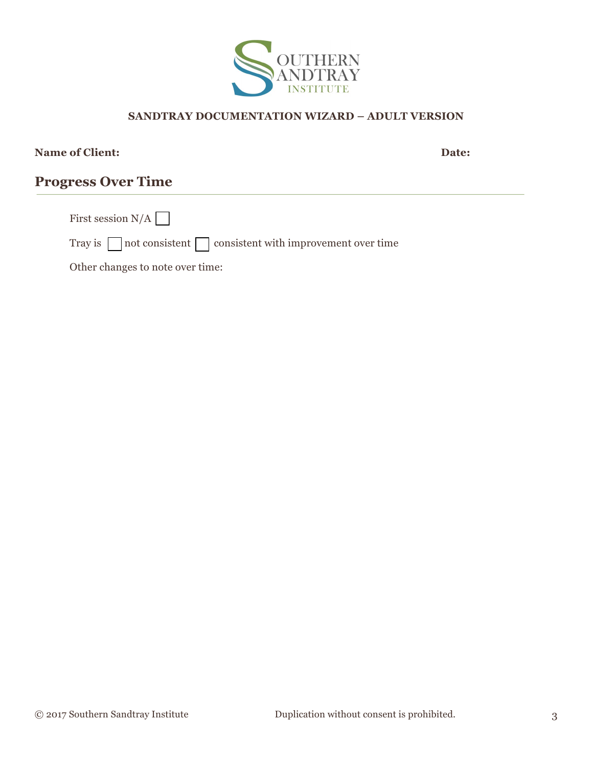SOUTHERN SANDTRAY INSTITUTE

**SANDTRAY DOCUMENTATION WIZARD – ADULT VERSION**

**Name of Client:** **Date:**

## Progress Over Time

First session N/A ☐

Tray is ☐ not consistent ☐ consistent with improvement over time

Other changes to note over time:

© 2017 Southern Sandtray Institute Duplication without consent is prohibited.